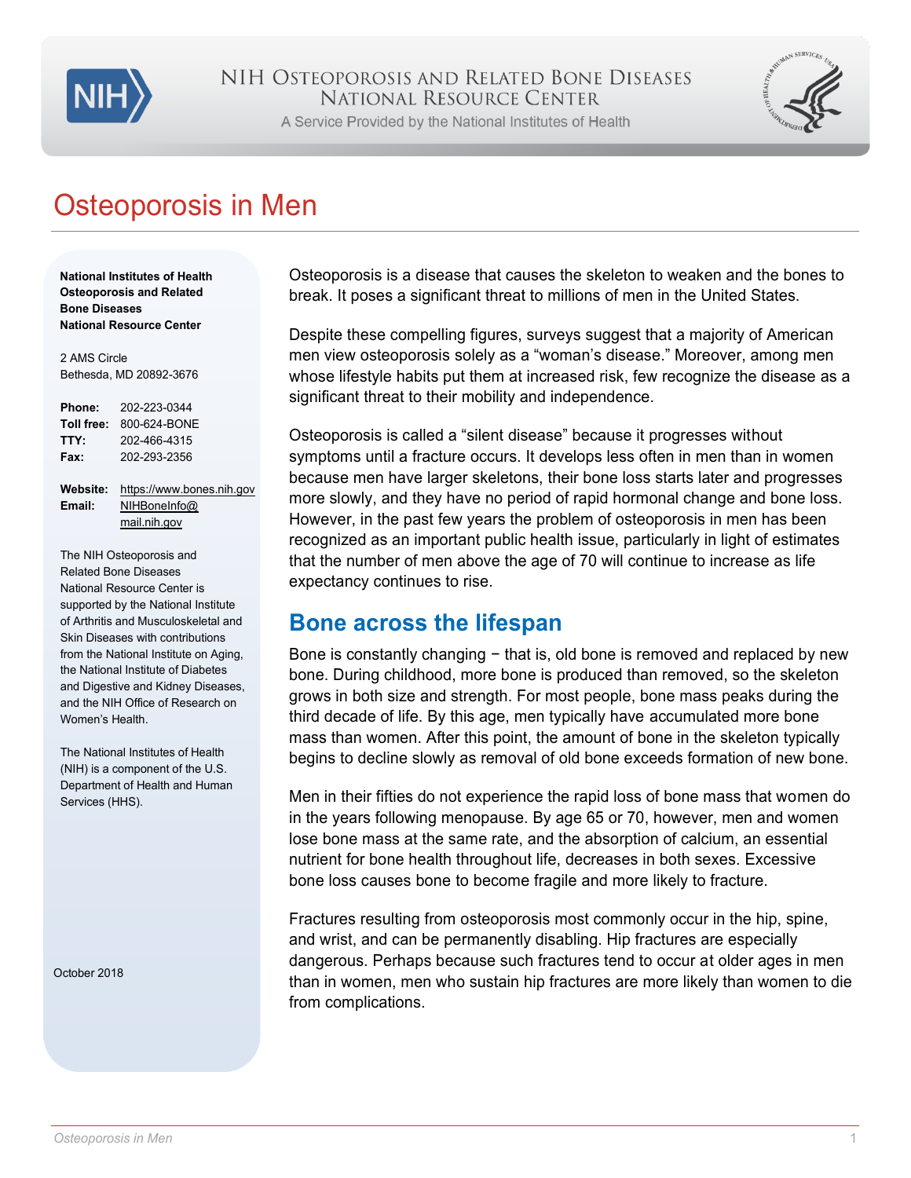NIH Osteoporosis and Related Bone Diseases National Resource Center

A Service Provided by the National Institutes of Health

# Osteoporosis in Men

**National Institutes of Health Osteoporosis and Related Bone Diseases National Resource Center**

2 AMS Circle
Bethesda, MD 20892-3676

**Phone:** 202-223-0344
**Toll free:** 800-624-BONE
**TTY:** 202-466-4315
**Fax:** 202-293-2356

**Website:** https://www.bones.nih.gov
**Email:** NIHBoneInfo@mail.nih.gov

The NIH Osteoporosis and Related Bone Diseases National Resource Center is supported by the National Institute of Arthritis and Musculoskeletal and Skin Diseases with contributions from the National Institute on Aging, the National Institute of Diabetes and Digestive and Kidney Diseases, and the NIH Office of Research on Women's Health.

The National Institutes of Health (NIH) is a component of the U.S. Department of Health and Human Services (HHS).

October 2018

Osteoporosis is a disease that causes the skeleton to weaken and the bones to break. It poses a significant threat to millions of men in the United States.

Despite these compelling figures, surveys suggest that a majority of American men view osteoporosis solely as a "woman's disease." Moreover, among men whose lifestyle habits put them at increased risk, few recognize the disease as a significant threat to their mobility and independence.

Osteoporosis is called a "silent disease" because it progresses without symptoms until a fracture occurs. It develops less often in men than in women because men have larger skeletons, their bone loss starts later and progresses more slowly, and they have no period of rapid hormonal change and bone loss. However, in the past few years the problem of osteoporosis in men has been recognized as an important public health issue, particularly in light of estimates that the number of men above the age of 70 will continue to increase as life expectancy continues to rise.

## Bone across the lifespan

Bone is constantly changing − that is, old bone is removed and replaced by new bone. During childhood, more bone is produced than removed, so the skeleton grows in both size and strength. For most people, bone mass peaks during the third decade of life. By this age, men typically have accumulated more bone mass than women. After this point, the amount of bone in the skeleton typically begins to decline slowly as removal of old bone exceeds formation of new bone.

Men in their fifties do not experience the rapid loss of bone mass that women do in the years following menopause. By age 65 or 70, however, men and women lose bone mass at the same rate, and the absorption of calcium, an essential nutrient for bone health throughout life, decreases in both sexes. Excessive bone loss causes bone to become fragile and more likely to fracture.

Fractures resulting from osteoporosis most commonly occur in the hip, spine, and wrist, and can be permanently disabling. Hip fractures are especially dangerous. Perhaps because such fractures tend to occur at older ages in men than in women, men who sustain hip fractures are more likely than women to die from complications.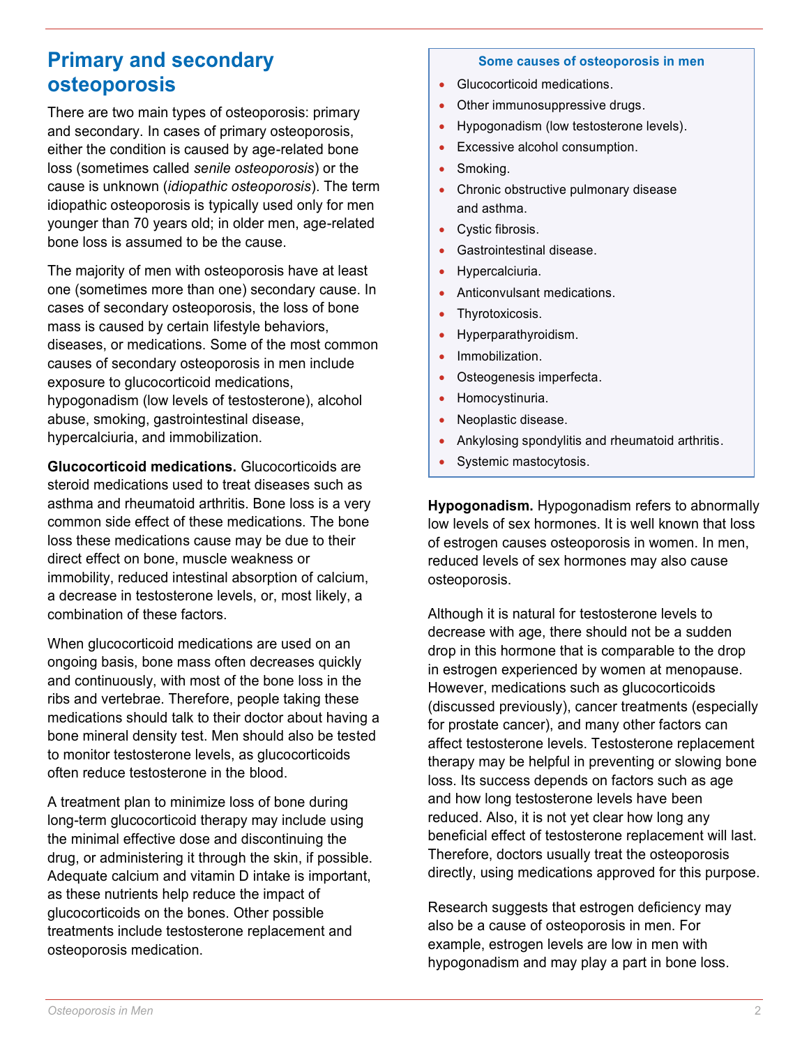## Primary and secondary osteoporosis

There are two main types of osteoporosis: primary and secondary. In cases of primary osteoporosis, either the condition is caused by age-related bone loss (sometimes called *senile osteoporosis*) or the cause is unknown (*idiopathic osteoporosis*). The term idiopathic osteoporosis is typically used only for men younger than 70 years old; in older men, age-related bone loss is assumed to be the cause.

The majority of men with osteoporosis have at least one (sometimes more than one) secondary cause. In cases of secondary osteoporosis, the loss of bone mass is caused by certain lifestyle behaviors, diseases, or medications. Some of the most common causes of secondary osteoporosis in men include exposure to glucocorticoid medications, hypogonadism (low levels of testosterone), alcohol abuse, smoking, gastrointestinal disease, hypercalciuria, and immobilization.

**Glucocorticoid medications.** Glucocorticoids are steroid medications used to treat diseases such as asthma and rheumatoid arthritis. Bone loss is a very common side effect of these medications. The bone loss these medications cause may be due to their direct effect on bone, muscle weakness or immobility, reduced intestinal absorption of calcium, a decrease in testosterone levels, or, most likely, a combination of these factors.

When glucocorticoid medications are used on an ongoing basis, bone mass often decreases quickly and continuously, with most of the bone loss in the ribs and vertebrae. Therefore, people taking these medications should talk to their doctor about having a bone mineral density test. Men should also be tested to monitor testosterone levels, as glucocorticoids often reduce testosterone in the blood.

A treatment plan to minimize loss of bone during long-term glucocorticoid therapy may include using the minimal effective dose and discontinuing the drug, or administering it through the skin, if possible. Adequate calcium and vitamin D intake is important, as these nutrients help reduce the impact of glucocorticoids on the bones. Other possible treatments include testosterone replacement and osteoporosis medication.

**Some causes of osteoporosis in men**

- Glucocorticoid medications.
- Other immunosuppressive drugs.
- Hypogonadism (low testosterone levels).
- Excessive alcohol consumption.
- Smoking.
- Chronic obstructive pulmonary disease and asthma.
- Cystic fibrosis.
- Gastrointestinal disease.
- Hypercalciuria.
- Anticonvulsant medications.
- Thyrotoxicosis.
- Hyperparathyroidism.
- Immobilization.
- Osteogenesis imperfecta.
- Homocystinuria.
- Neoplastic disease.
- Ankylosing spondylitis and rheumatoid arthritis.
- Systemic mastocytosis.

**Hypogonadism.** Hypogonadism refers to abnormally low levels of sex hormones. It is well known that loss of estrogen causes osteoporosis in women. In men, reduced levels of sex hormones may also cause osteoporosis.

Although it is natural for testosterone levels to decrease with age, there should not be a sudden drop in this hormone that is comparable to the drop in estrogen experienced by women at menopause. However, medications such as glucocorticoids (discussed previously), cancer treatments (especially for prostate cancer), and many other factors can affect testosterone levels. Testosterone replacement therapy may be helpful in preventing or slowing bone loss. Its success depends on factors such as age and how long testosterone levels have been reduced. Also, it is not yet clear how long any beneficial effect of testosterone replacement will last. Therefore, doctors usually treat the osteoporosis directly, using medications approved for this purpose.

Research suggests that estrogen deficiency may also be a cause of osteoporosis in men. For example, estrogen levels are low in men with hypogonadism and may play a part in bone loss.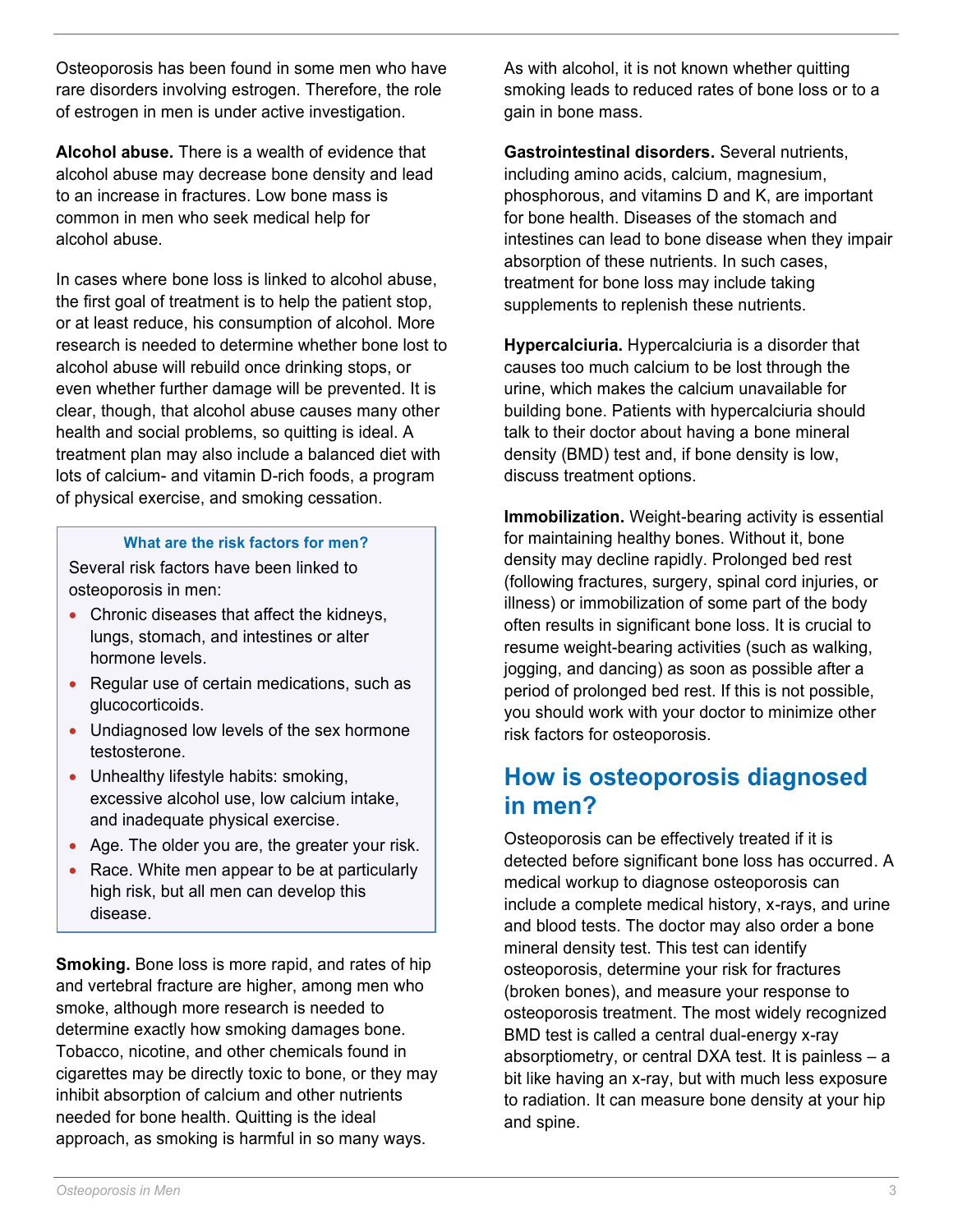Osteoporosis has been found in some men who have rare disorders involving estrogen. Therefore, the role of estrogen in men is under active investigation.

**Alcohol abuse.** There is a wealth of evidence that alcohol abuse may decrease bone density and lead to an increase in fractures. Low bone mass is common in men who seek medical help for alcohol abuse.

In cases where bone loss is linked to alcohol abuse, the first goal of treatment is to help the patient stop, or at least reduce, his consumption of alcohol. More research is needed to determine whether bone lost to alcohol abuse will rebuild once drinking stops, or even whether further damage will be prevented. It is clear, though, that alcohol abuse causes many other health and social problems, so quitting is ideal. A treatment plan may also include a balanced diet with lots of calcium- and vitamin D-rich foods, a program of physical exercise, and smoking cessation.

**What are the risk factors for men?**

Several risk factors have been linked to osteoporosis in men:

- Chronic diseases that affect the kidneys, lungs, stomach, and intestines or alter hormone levels.
- Regular use of certain medications, such as glucocorticoids.
- Undiagnosed low levels of the sex hormone testosterone.
- Unhealthy lifestyle habits: smoking, excessive alcohol use, low calcium intake, and inadequate physical exercise.
- Age. The older you are, the greater your risk.
- Race. White men appear to be at particularly high risk, but all men can develop this disease.

**Smoking.** Bone loss is more rapid, and rates of hip and vertebral fracture are higher, among men who smoke, although more research is needed to determine exactly how smoking damages bone. Tobacco, nicotine, and other chemicals found in cigarettes may be directly toxic to bone, or they may inhibit absorption of calcium and other nutrients needed for bone health. Quitting is the ideal approach, as smoking is harmful in so many ways.

As with alcohol, it is not known whether quitting smoking leads to reduced rates of bone loss or to a gain in bone mass.

**Gastrointestinal disorders.** Several nutrients, including amino acids, calcium, magnesium, phosphorous, and vitamins D and K, are important for bone health. Diseases of the stomach and intestines can lead to bone disease when they impair absorption of these nutrients. In such cases, treatment for bone loss may include taking supplements to replenish these nutrients.

**Hypercalciuria.** Hypercalciuria is a disorder that causes too much calcium to be lost through the urine, which makes the calcium unavailable for building bone. Patients with hypercalciuria should talk to their doctor about having a bone mineral density (BMD) test and, if bone density is low, discuss treatment options.

**Immobilization.** Weight-bearing activity is essential for maintaining healthy bones. Without it, bone density may decline rapidly. Prolonged bed rest (following fractures, surgery, spinal cord injuries, or illness) or immobilization of some part of the body often results in significant bone loss. It is crucial to resume weight-bearing activities (such as walking, jogging, and dancing) as soon as possible after a period of prolonged bed rest. If this is not possible, you should work with your doctor to minimize other risk factors for osteoporosis.

## How is osteoporosis diagnosed in men?

Osteoporosis can be effectively treated if it is detected before significant bone loss has occurred. A medical workup to diagnose osteoporosis can include a complete medical history, x-rays, and urine and blood tests. The doctor may also order a bone mineral density test. This test can identify osteoporosis, determine your risk for fractures (broken bones), and measure your response to osteoporosis treatment. The most widely recognized BMD test is called a central dual-energy x-ray absorptiometry, or central DXA test. It is painless – a bit like having an x-ray, but with much less exposure to radiation. It can measure bone density at your hip and spine.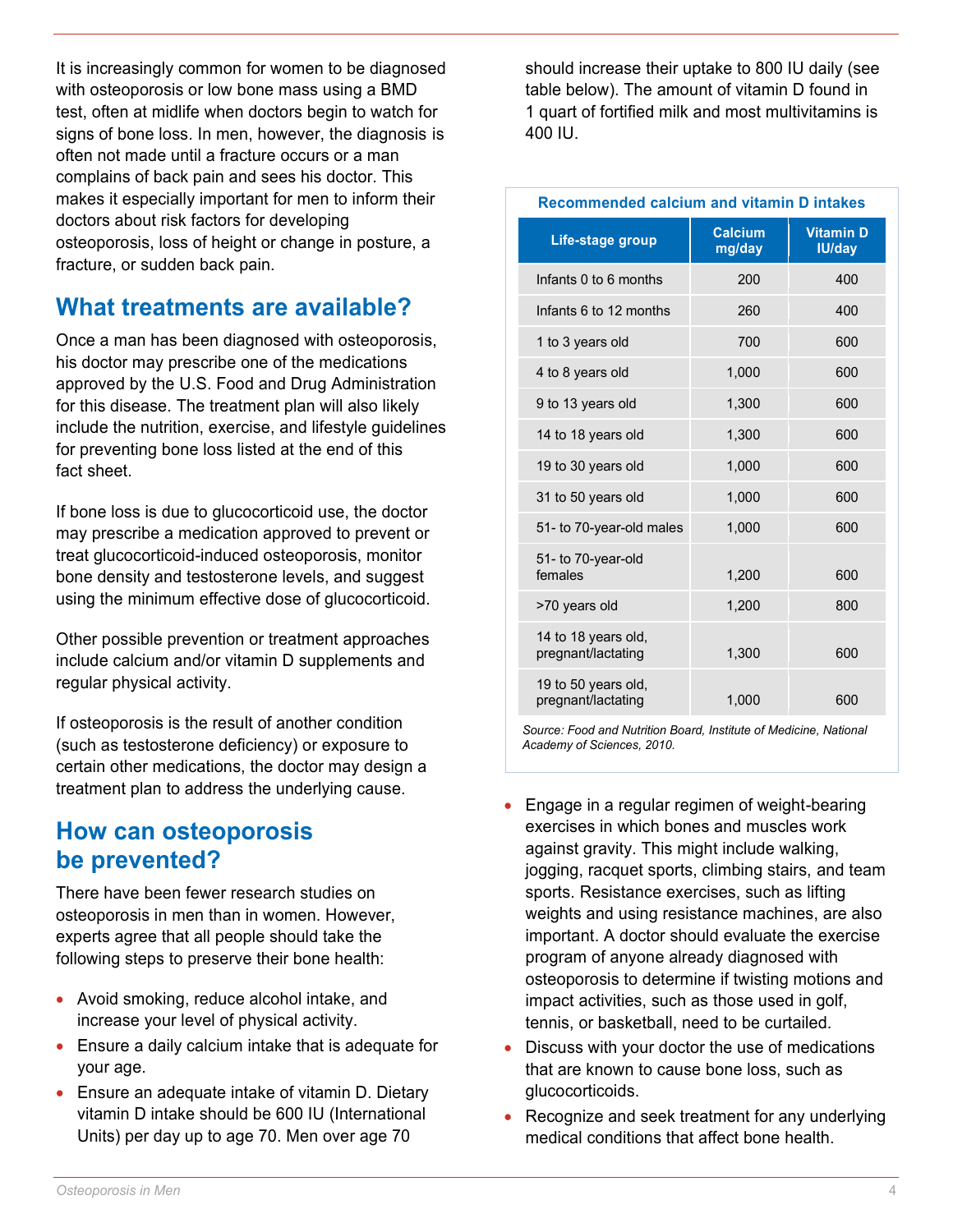It is increasingly common for women to be diagnosed with osteoporosis or low bone mass using a BMD test, often at midlife when doctors begin to watch for signs of bone loss. In men, however, the diagnosis is often not made until a fracture occurs or a man complains of back pain and sees his doctor. This makes it especially important for men to inform their doctors about risk factors for developing osteoporosis, loss of height or change in posture, a fracture, or sudden back pain.

## What treatments are available?

Once a man has been diagnosed with osteoporosis, his doctor may prescribe one of the medications approved by the U.S. Food and Drug Administration for this disease. The treatment plan will also likely include the nutrition, exercise, and lifestyle guidelines for preventing bone loss listed at the end of this fact sheet.

If bone loss is due to glucocorticoid use, the doctor may prescribe a medication approved to prevent or treat glucocorticoid-induced osteoporosis, monitor bone density and testosterone levels, and suggest using the minimum effective dose of glucocorticoid.

Other possible prevention or treatment approaches include calcium and/or vitamin D supplements and regular physical activity.

If osteoporosis is the result of another condition (such as testosterone deficiency) or exposure to certain other medications, the doctor may design a treatment plan to address the underlying cause.

## How can osteoporosis be prevented?

There have been fewer research studies on osteoporosis in men than in women. However, experts agree that all people should take the following steps to preserve their bone health:

- Avoid smoking, reduce alcohol intake, and increase your level of physical activity.
- Ensure a daily calcium intake that is adequate for your age.
- Ensure an adequate intake of vitamin D. Dietary vitamin D intake should be 600 IU (International Units) per day up to age 70. Men over age 70 should increase their uptake to 800 IU daily (see table below). The amount of vitamin D found in 1 quart of fortified milk and most multivitamins is 400 IU.

**Recommended calcium and vitamin D intakes**

| Life-stage group | Calcium mg/day | Vitamin D IU/day |
|---|---|---|
| Infants 0 to 6 months | 200 | 400 |
| Infants 6 to 12 months | 260 | 400 |
| 1 to 3 years old | 700 | 600 |
| 4 to 8 years old | 1,000 | 600 |
| 9 to 13 years old | 1,300 | 600 |
| 14 to 18 years old | 1,300 | 600 |
| 19 to 30 years old | 1,000 | 600 |
| 31 to 50 years old | 1,000 | 600 |
| 51- to 70-year-old males | 1,000 | 600 |
| 51- to 70-year-old females | 1,200 | 600 |
| >70 years old | 1,200 | 800 |
| 14 to 18 years old, pregnant/lactating | 1,300 | 600 |
| 19 to 50 years old, pregnant/lactating | 1,000 | 600 |

*Source: Food and Nutrition Board, Institute of Medicine, National Academy of Sciences, 2010.*

- Engage in a regular regimen of weight-bearing exercises in which bones and muscles work against gravity. This might include walking, jogging, racquet sports, climbing stairs, and team sports. Resistance exercises, such as lifting weights and using resistance machines, are also important. A doctor should evaluate the exercise program of anyone already diagnosed with osteoporosis to determine if twisting motions and impact activities, such as those used in golf, tennis, or basketball, need to be curtailed.
- Discuss with your doctor the use of medications that are known to cause bone loss, such as glucocorticoids.
- Recognize and seek treatment for any underlying medical conditions that affect bone health.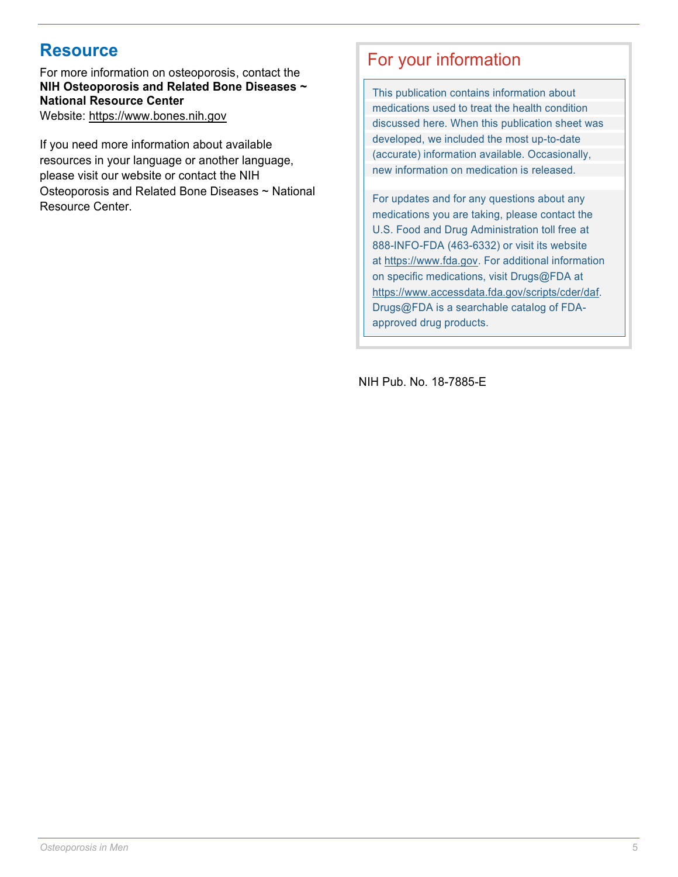## Resource

For more information on osteoporosis, contact the
**NIH Osteoporosis and Related Bone Diseases ~ National Resource Center**
Website: https://www.bones.nih.gov

If you need more information about available resources in your language or another language, please visit our website or contact the NIH Osteoporosis and Related Bone Diseases ~ National Resource Center.

## For your information

This publication contains information about medications used to treat the health condition discussed here. When this publication sheet was developed, we included the most up-to-date (accurate) information available. Occasionally, new information on medication is released.

For updates and for any questions about any medications you are taking, please contact the U.S. Food and Drug Administration toll free at 888-INFO-FDA (463-6332) or visit its website at https://www.fda.gov. For additional information on specific medications, visit Drugs@FDA at https://www.accessdata.fda.gov/scripts/cder/daf. Drugs@FDA is a searchable catalog of FDA-approved drug products.

NIH Pub. No. 18-7885-E